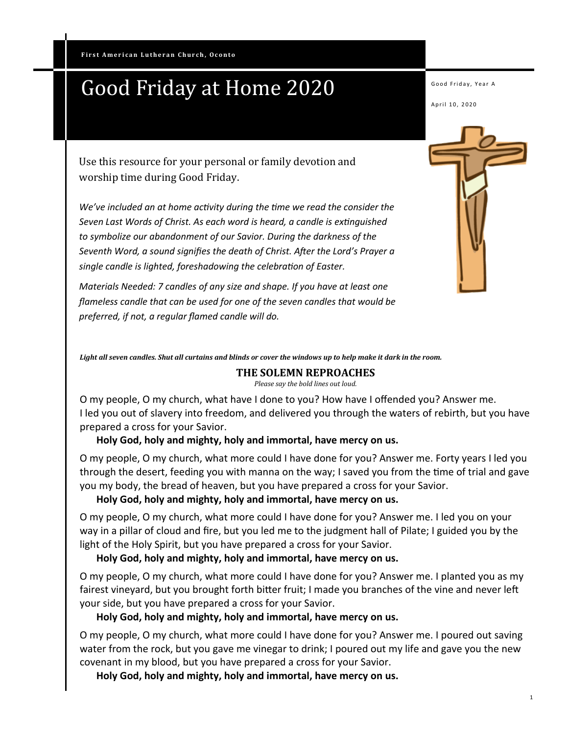First American Lutheran Church, Oconto

# Good Friday at Home 2020

Good Friday, Year A

April 10, 2020

Use this resource for your personal or family devotion and worship time during Good Friday.

*We've included an at home activity during the time we read the consider the Seven Last Words of Christ. As each word is heard, a candle is extinguished to symbolize our abandonment of our Savior. During the darkness of the Seventh Word, a sound signifies the death of Christ. After the Lord's Prayer a single candle is lighted, foreshadowing the celebration of Easter.*

*Materials Needed: 7 candles of any size and shape. If you have at least one flameless candle that can be used for one of the seven candles that would be preferred, if not, a regular flamed candle will do.*

***Light all seven candles. Shut all curtains and blinds or cover the windows up to help make it dark in the room.***

## THE SOLEMN REPROACHES

*Please say the bold lines out loud.*

O my people, O my church, what have I done to you? How have I offended you? Answer me. I led you out of slavery into freedom, and delivered you through the waters of rebirth, but you have prepared a cross for your Savior.

**Holy God, holy and mighty, holy and immortal, have mercy on us.**

O my people, O my church, what more could I have done for you? Answer me. Forty years I led you through the desert, feeding you with manna on the way; I saved you from the time of trial and gave you my body, the bread of heaven, but you have prepared a cross for your Savior.

**Holy God, holy and mighty, holy and immortal, have mercy on us.**

O my people, O my church, what more could I have done for you? Answer me. I led you on your way in a pillar of cloud and fire, but you led me to the judgment hall of Pilate; I guided you by the light of the Holy Spirit, but you have prepared a cross for your Savior.

**Holy God, holy and mighty, holy and immortal, have mercy on us.**

O my people, O my church, what more could I have done for you? Answer me. I planted you as my fairest vineyard, but you brought forth bitter fruit; I made you branches of the vine and never left your side, but you have prepared a cross for your Savior.

**Holy God, holy and mighty, holy and immortal, have mercy on us.**

O my people, O my church, what more could I have done for you? Answer me. I poured out saving water from the rock, but you gave me vinegar to drink; I poured out my life and gave you the new covenant in my blood, but you have prepared a cross for your Savior.

**Holy God, holy and mighty, holy and immortal, have mercy on us.**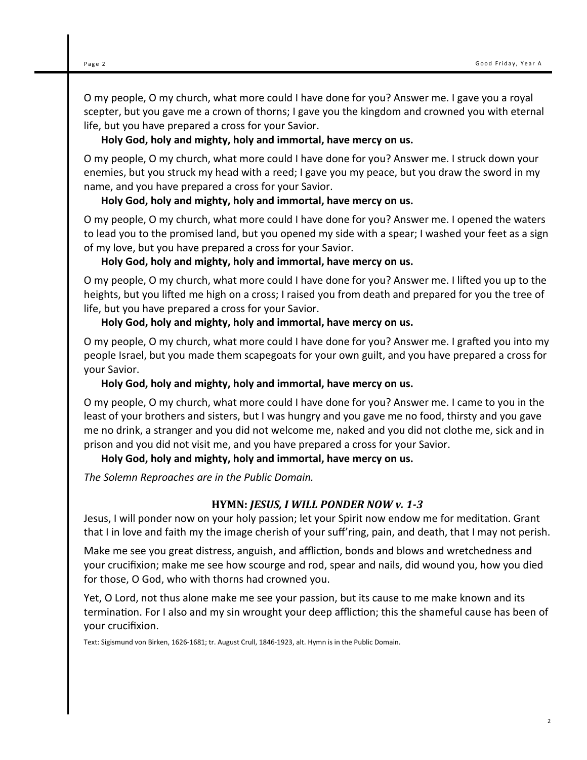O my people, O my church, what more could I have done for you? Answer me. I gave you a royal scepter, but you gave me a crown of thorns; I gave you the kingdom and crowned you with eternal life, but you have prepared a cross for your Savior.

**Holy God, holy and mighty, holy and immortal, have mercy on us.**

O my people, O my church, what more could I have done for you? Answer me. I struck down your enemies, but you struck my head with a reed; I gave you my peace, but you draw the sword in my name, and you have prepared a cross for your Savior.

**Holy God, holy and mighty, holy and immortal, have mercy on us.**

O my people, O my church, what more could I have done for you? Answer me. I opened the waters to lead you to the promised land, but you opened my side with a spear; I washed your feet as a sign of my love, but you have prepared a cross for your Savior.

**Holy God, holy and mighty, holy and immortal, have mercy on us.**

O my people, O my church, what more could I have done for you? Answer me. I lifted you up to the heights, but you lifted me high on a cross; I raised you from death and prepared for you the tree of life, but you have prepared a cross for your Savior.

**Holy God, holy and mighty, holy and immortal, have mercy on us.**

O my people, O my church, what more could I have done for you? Answer me. I grafted you into my people Israel, but you made them scapegoats for your own guilt, and you have prepared a cross for your Savior.

**Holy God, holy and mighty, holy and immortal, have mercy on us.**

O my people, O my church, what more could I have done for you? Answer me. I came to you in the least of your brothers and sisters, but I was hungry and you gave me no food, thirsty and you gave me no drink, a stranger and you did not welcome me, naked and you did not clothe me, sick and in prison and you did not visit me, and you have prepared a cross for your Savior.

**Holy God, holy and mighty, holy and immortal, have mercy on us.**

*The Solemn Reproaches are in the Public Domain.*

## HYMN: *JESUS, I WILL PONDER NOW v. 1-3*

Jesus, I will ponder now on your holy passion; let your Spirit now endow me for meditation. Grant that I in love and faith my the image cherish of your suff'ring, pain, and death, that I may not perish.

Make me see you great distress, anguish, and affliction, bonds and blows and wretchedness and your crucifixion; make me see how scourge and rod, spear and nails, did wound you, how you died for those, O God, who with thorns had crowned you.

Yet, O Lord, not thus alone make me see your passion, but its cause to me make known and its termination. For I also and my sin wrought your deep affliction; this the shameful cause has been of your crucifixion.

Text: Sigismund von Birken, 1626-1681; tr. August Crull, 1846-1923, alt. Hymn is in the Public Domain.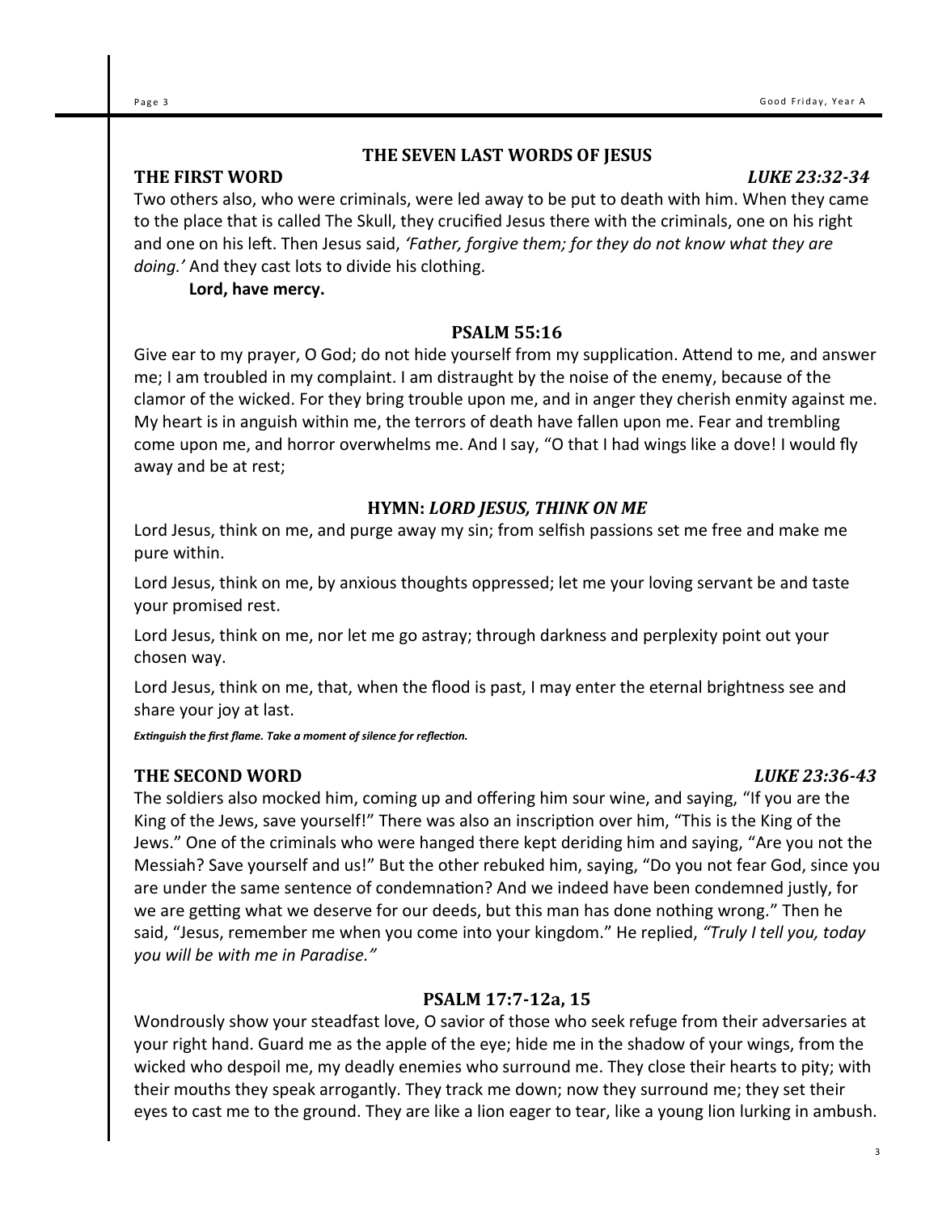## THE SEVEN LAST WORDS OF JESUS

### THE FIRST WORD *LUKE 23:32-34*

Two others also, who were criminals, were led away to be put to death with him. When they came to the place that is called The Skull, they crucified Jesus there with the criminals, one on his right and one on his left. Then Jesus said, *'Father, forgive them; for they do not know what they are doing.'* And they cast lots to divide his clothing.

**Lord, have mercy.**

### PSALM 55:16

Give ear to my prayer, O God; do not hide yourself from my supplication. Attend to me, and answer me; I am troubled in my complaint. I am distraught by the noise of the enemy, because of the clamor of the wicked. For they bring trouble upon me, and in anger they cherish enmity against me. My heart is in anguish within me, the terrors of death have fallen upon me. Fear and trembling come upon me, and horror overwhelms me. And I say, "O that I had wings like a dove! I would fly away and be at rest;

### HYMN: *LORD JESUS, THINK ON ME*

Lord Jesus, think on me, and purge away my sin; from selfish passions set me free and make me pure within.

Lord Jesus, think on me, by anxious thoughts oppressed; let me your loving servant be and taste your promised rest.

Lord Jesus, think on me, nor let me go astray; through darkness and perplexity point out your chosen way.

Lord Jesus, think on me, that, when the flood is past, I may enter the eternal brightness see and share your joy at last.

***Extinguish the first flame. Take a moment of silence for reflection.***

### THE SECOND WORD *LUKE 23:36-43*

The soldiers also mocked him, coming up and offering him sour wine, and saying, "If you are the King of the Jews, save yourself!" There was also an inscription over him, "This is the King of the Jews." One of the criminals who were hanged there kept deriding him and saying, "Are you not the Messiah? Save yourself and us!" But the other rebuked him, saying, "Do you not fear God, since you are under the same sentence of condemnation? And we indeed have been condemned justly, for we are getting what we deserve for our deeds, but this man has done nothing wrong." Then he said, "Jesus, remember me when you come into your kingdom." He replied, *"Truly I tell you, today you will be with me in Paradise."*

### PSALM 17:7-12a, 15

Wondrously show your steadfast love, O savior of those who seek refuge from their adversaries at your right hand. Guard me as the apple of the eye; hide me in the shadow of your wings, from the wicked who despoil me, my deadly enemies who surround me. They close their hearts to pity; with their mouths they speak arrogantly. They track me down; now they surround me; they set their eyes to cast me to the ground. They are like a lion eager to tear, like a young lion lurking in ambush.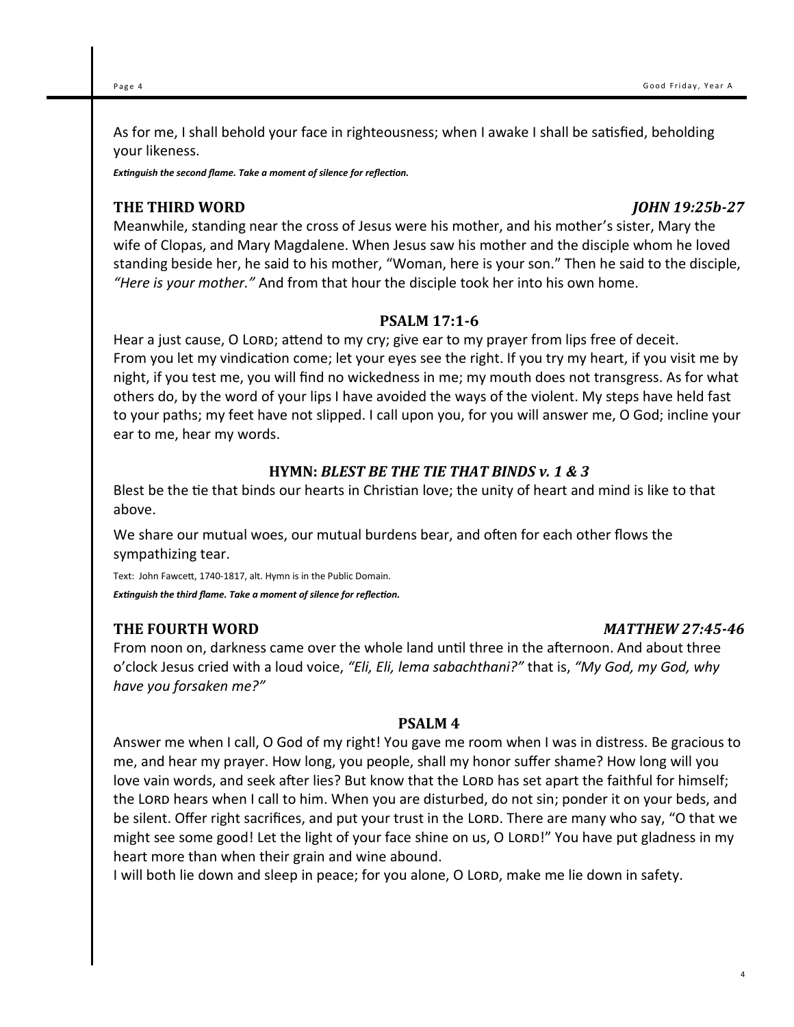As for me, I shall behold your face in righteousness; when I awake I shall be satisfied, beholding your likeness.

***Extinguish the second flame. Take a moment of silence for reflection.***

## THE THIRD WORD *JOHN 19:25b-27*

Meanwhile, standing near the cross of Jesus were his mother, and his mother's sister, Mary the wife of Clopas, and Mary Magdalene. When Jesus saw his mother and the disciple whom he loved standing beside her, he said to his mother, "Woman, here is your son." Then he said to the disciple, *"Here is your mother."* And from that hour the disciple took her into his own home.

### PSALM 17:1-6

Hear a just cause, O LORD; attend to my cry; give ear to my prayer from lips free of deceit. From you let my vindication come; let your eyes see the right. If you try my heart, if you visit me by night, if you test me, you will find no wickedness in me; my mouth does not transgress. As for what others do, by the word of your lips I have avoided the ways of the violent. My steps have held fast to your paths; my feet have not slipped. I call upon you, for you will answer me, O God; incline your ear to me, hear my words.

### HYMN: *BLEST BE THE TIE THAT BINDS v. 1 & 3*

Blest be the tie that binds our hearts in Christian love; the unity of heart and mind is like to that above.

We share our mutual woes, our mutual burdens bear, and often for each other flows the sympathizing tear.

Text: John Fawcett, 1740-1817, alt. Hymn is in the Public Domain.

***Extinguish the third flame. Take a moment of silence for reflection.***

## THE FOURTH WORD *MATTHEW 27:45-46*

From noon on, darkness came over the whole land until three in the afternoon. And about three o'clock Jesus cried with a loud voice, *"Eli, Eli, lema sabachthani?"* that is, *"My God, my God, why have you forsaken me?"*

### PSALM 4

Answer me when I call, O God of my right! You gave me room when I was in distress. Be gracious to me, and hear my prayer. How long, you people, shall my honor suffer shame? How long will you love vain words, and seek after lies? But know that the LORD has set apart the faithful for himself; the LORD hears when I call to him. When you are disturbed, do not sin; ponder it on your beds, and be silent. Offer right sacrifices, and put your trust in the LORD. There are many who say, "O that we might see some good! Let the light of your face shine on us, O LORD!" You have put gladness in my heart more than when their grain and wine abound.

I will both lie down and sleep in peace; for you alone, O LORD, make me lie down in safety.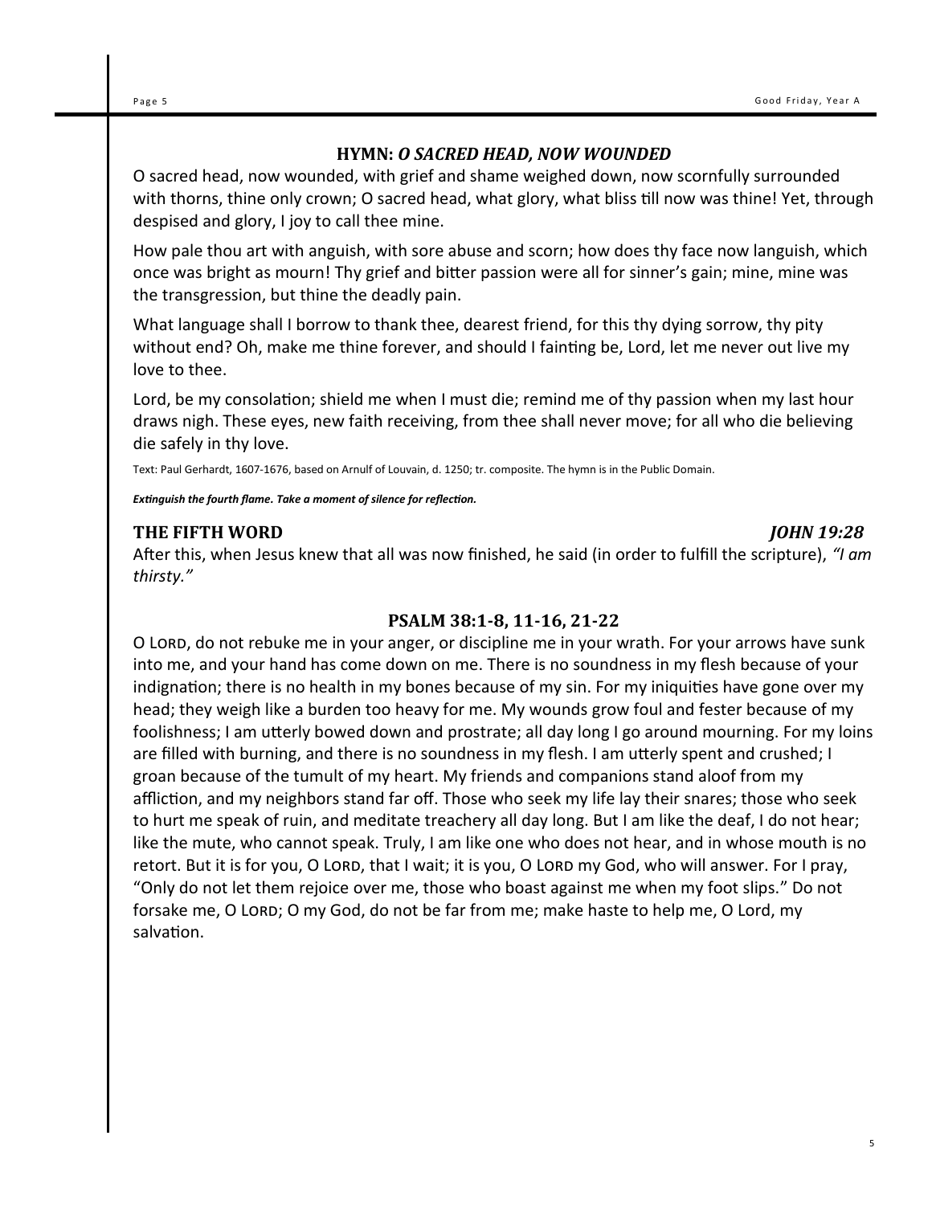## HYMN: *O SACRED HEAD, NOW WOUNDED*

O sacred head, now wounded, with grief and shame weighed down, now scornfully surrounded with thorns, thine only crown; O sacred head, what glory, what bliss till now was thine! Yet, through despised and glory, I joy to call thee mine.

How pale thou art with anguish, with sore abuse and scorn; how does thy face now languish, which once was bright as mourn! Thy grief and bitter passion were all for sinner's gain; mine, mine was the transgression, but thine the deadly pain.

What language shall I borrow to thank thee, dearest friend, for this thy dying sorrow, thy pity without end? Oh, make me thine forever, and should I fainting be, Lord, let me never out live my love to thee.

Lord, be my consolation; shield me when I must die; remind me of thy passion when my last hour draws nigh. These eyes, new faith receiving, from thee shall never move; for all who die believing die safely in thy love.

Text: Paul Gerhardt, 1607-1676, based on Arnulf of Louvain, d. 1250; tr. composite. The hymn is in the Public Domain.

***Extinguish the fourth flame. Take a moment of silence for reflection.***

## THE FIFTH WORD — *JOHN 19:28*

After this, when Jesus knew that all was now finished, he said (in order to fulfill the scripture), *"I am thirsty."*

## PSALM 38:1-8, 11-16, 21-22

O LORD, do not rebuke me in your anger, or discipline me in your wrath. For your arrows have sunk into me, and your hand has come down on me. There is no soundness in my flesh because of your indignation; there is no health in my bones because of my sin. For my iniquities have gone over my head; they weigh like a burden too heavy for me. My wounds grow foul and fester because of my foolishness; I am utterly bowed down and prostrate; all day long I go around mourning. For my loins are filled with burning, and there is no soundness in my flesh. I am utterly spent and crushed; I groan because of the tumult of my heart. My friends and companions stand aloof from my affliction, and my neighbors stand far off. Those who seek my life lay their snares; those who seek to hurt me speak of ruin, and meditate treachery all day long. But I am like the deaf, I do not hear; like the mute, who cannot speak. Truly, I am like one who does not hear, and in whose mouth is no retort. But it is for you, O LORD, that I wait; it is you, O LORD my God, who will answer. For I pray, "Only do not let them rejoice over me, those who boast against me when my foot slips." Do not forsake me, O LORD; O my God, do not be far from me; make haste to help me, O Lord, my salvation.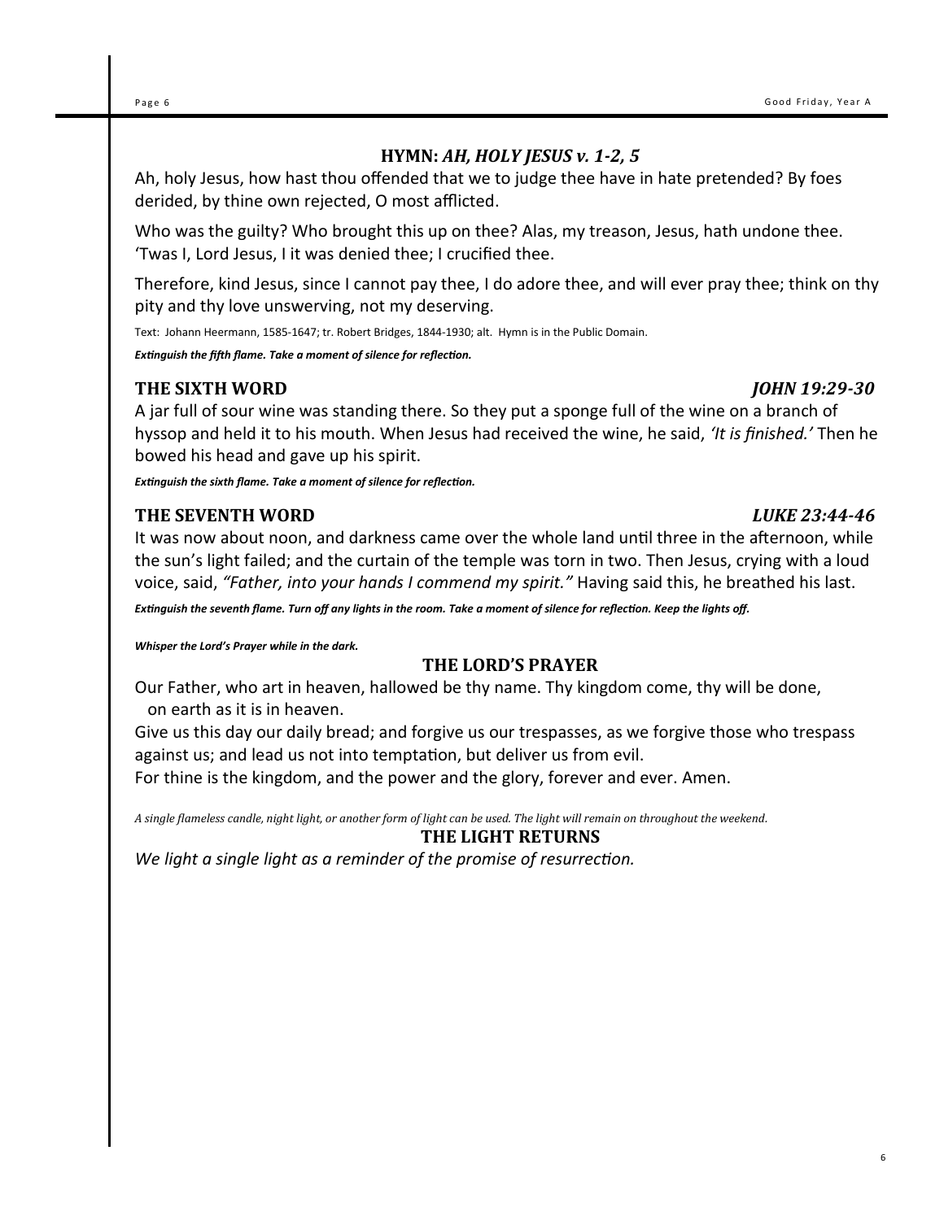## HYMN: *AH, HOLY JESUS v. 1-2, 5*

Ah, holy Jesus, how hast thou offended that we to judge thee have in hate pretended? By foes derided, by thine own rejected, O most afflicted.

Who was the guilty? Who brought this up on thee? Alas, my treason, Jesus, hath undone thee. 'Twas I, Lord Jesus, I it was denied thee; I crucified thee.

Therefore, kind Jesus, since I cannot pay thee, I do adore thee, and will ever pray thee; think on thy pity and thy love unswerving, not my deserving.

Text: Johann Heermann, 1585-1647; tr. Robert Bridges, 1844-1930; alt. Hymn is in the Public Domain.

***Extinguish the fifth flame. Take a moment of silence for reflection.***

## THE SIXTH WORD — *JOHN 19:29-30*

A jar full of sour wine was standing there. So they put a sponge full of the wine on a branch of hyssop and held it to his mouth. When Jesus had received the wine, he said, *'It is finished.'* Then he bowed his head and gave up his spirit.

***Extinguish the sixth flame. Take a moment of silence for reflection.***

## THE SEVENTH WORD — *LUKE 23:44-46*

It was now about noon, and darkness came over the whole land until three in the afternoon, while the sun's light failed; and the curtain of the temple was torn in two. Then Jesus, crying with a loud voice, said, *"Father, into your hands I commend my spirit."* Having said this, he breathed his last.

***Extinguish the seventh flame. Turn off any lights in the room. Take a moment of silence for reflection. Keep the lights off.***

***Whisper the Lord's Prayer while in the dark.***

## THE LORD'S PRAYER

Our Father, who art in heaven, hallowed be thy name. Thy kingdom come, thy will be done, on earth as it is in heaven.
Give us this day our daily bread; and forgive us our trespasses, as we forgive those who trespass against us; and lead us not into temptation, but deliver us from evil.
For thine is the kingdom, and the power and the glory, forever and ever. Amen.

*A single flameless candle, night light, or another form of light can be used. The light will remain on throughout the weekend.*

## THE LIGHT RETURNS

*We light a single light as a reminder of the promise of resurrection.*